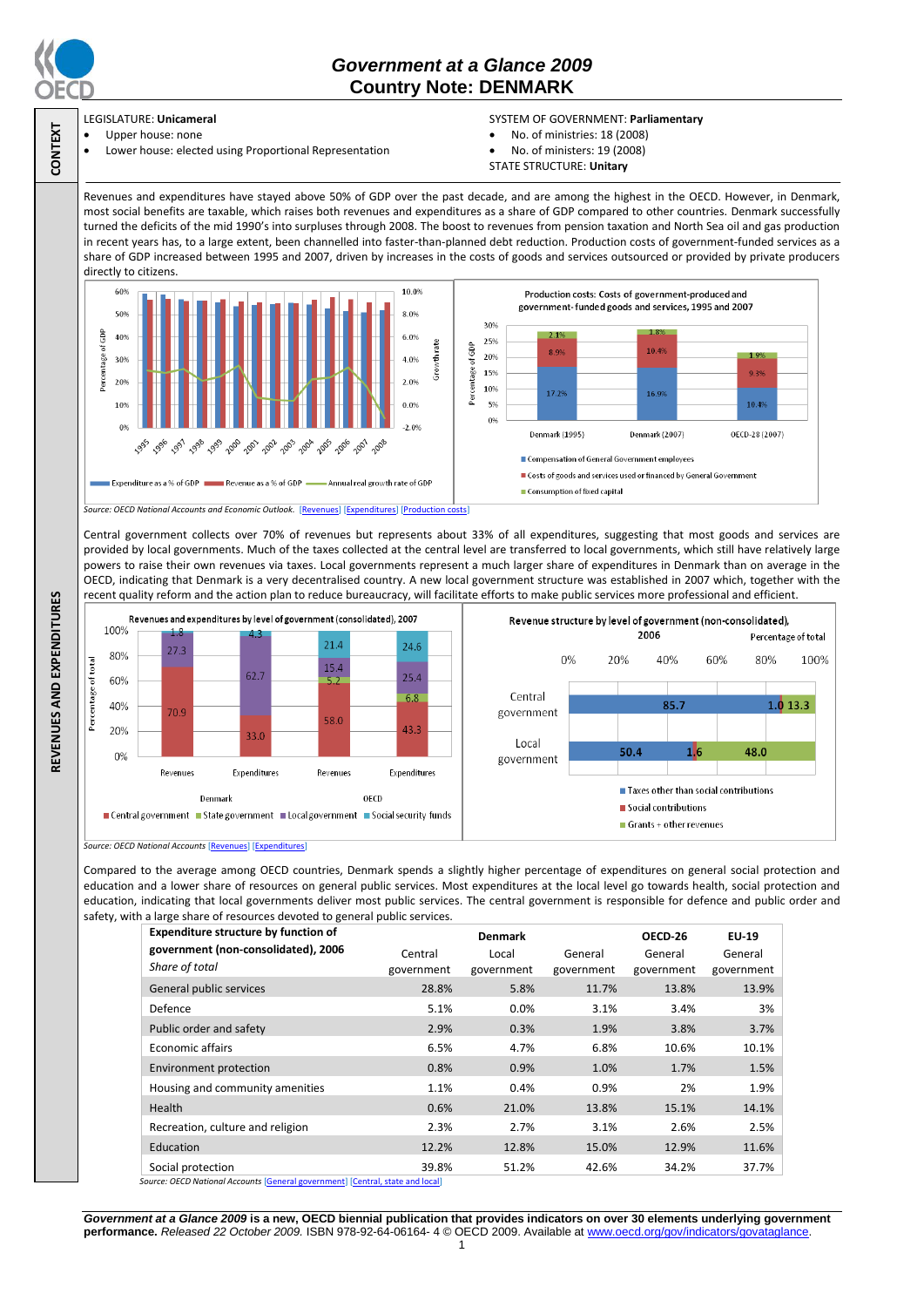# Government at a Glance 2009
## Country Note: DENMARK

**CONTEXT**

LEGISLATURE: **Unicameral**
- Upper house: none
- Lower house: elected using Proportional Representation

SYSTEM OF GOVERNMENT: **Parliamentary**
- No. of ministries: 18 (2008)
- No. of ministers: 19 (2008)

STATE STRUCTURE: **Unitary**

**REVENUES AND EXPENDITURES**

Revenues and expenditures have stayed above 50% of GDP over the past decade, and are among the highest in the OECD. However, in Denmark, most social benefits are taxable, which raises both revenues and expenditures as a share of GDP compared to other countries. Denmark successfully turned the deficits of the mid 1990's into surpluses through 2008. The boost to revenues from pension taxation and North Sea oil and gas production in recent years has, to a large extent, been channelled into faster-than-planned debt reduction. Production costs of government-funded services as a share of GDP increased between 1995 and 2007, driven by increases in the costs of goods and services outsourced or provided by private producers directly to citizens.

Production costs: Costs of government-produced and government-funded goods and services, 1995 and 2007

| | Denmark (1995) | Denmark (2007) | OECD-28 (2007) |
|---|---|---|---|
| Compensation of General Government employees | 17.2% | 16.9% | 10.4% |
| Costs of goods and services used or financed by General Government | 8.9% | 10.4% | 9.3% |
| Consumption of fixed capital | 2.1% | 1.8% | 1.9% |

*Source: OECD National Accounts and Economic Outlook.* [Revenues] [Expenditures] [Production costs]

Central government collects over 70% of revenues but represents about 33% of all expenditures, suggesting that most goods and services are provided by local governments. Much of the taxes collected at the central level are transferred to local governments, which still have relatively large powers to raise their own revenues via taxes. Local governments represent a much larger share of expenditures in Denmark than on average in the OECD, indicating that Denmark is a very decentralised country. A new local government structure was established in 2007 which, together with the recent quality reform and the action plan to reduce bureaucracy, will facilitate efforts to make public services more professional and efficient.

Revenues and expenditures by level of government (consolidated), 2007

| | Denmark Revenues | Denmark Expenditures | OECD Revenues | OECD Expenditures |
|---|---|---|---|---|
| Central government | 70.9 | 33.0 | 58.0 | 43.3 |
| State government | | | 5.2 | 6.8 |
| Local government | 27.3 | 62.7 | 15.4 | 25.4 |
| Social security funds | 1.8 | 4.3 | 21.4 | 24.6 |

Revenue structure by level of government (non-consolidated), 2006 (Percentage of total)

| | Taxes other than social contributions | Social contributions | Grants + other revenues |
|---|---|---|---|
| Central government | 85.7 | 1.0 | 13.3 |
| Local government | 50.4 | 1.6 | 48.0 |

*Source: OECD National Accounts* [Revenues] [Expenditures]

Compared to the average among OECD countries, Denmark spends a slightly higher percentage of expenditures on general social protection and education and a lower share of resources on general public services. Most expenditures at the local level go towards health, social protection and education, indicating that local governments deliver most public services. The central government is responsible for defence and public order and safety, with a large share of resources devoted to general public services.

| **Expenditure structure by function of government (non-consolidated), 2006** *Share of total* | Denmark Central government | Denmark Local government | Denmark General government | OECD-26 General government | EU-19 General government |
|---|---|---|---|---|---|
| General public services | 28.8% | 5.8% | 11.7% | 13.8% | 13.9% |
| Defence | 5.1% | 0.0% | 3.1% | 3.4% | 3% |
| Public order and safety | 2.9% | 0.3% | 1.9% | 3.8% | 3.7% |
| Economic affairs | 6.5% | 4.7% | 6.8% | 10.6% | 10.1% |
| Environment protection | 0.8% | 0.9% | 1.0% | 1.7% | 1.5% |
| Housing and community amenities | 1.1% | 0.4% | 0.9% | 2% | 1.9% |
| Health | 0.6% | 21.0% | 13.8% | 15.1% | 14.1% |
| Recreation, culture and religion | 2.3% | 2.7% | 3.1% | 2.6% | 2.5% |
| Education | 12.2% | 12.8% | 15.0% | 12.9% | 11.6% |
| Social protection | 39.8% | 51.2% | 42.6% | 34.2% | 37.7% |

*Source: OECD National Accounts* [General government] [Central, state and local]

***Government at a Glance 2009*** **is a new, OECD biennial publication that provides indicators on over 30 elements underlying government performance.** *Released 22 October 2009.* ISBN 978-92-64-06164- 4 © OECD 2009. Available at www.oecd.org/gov/indicators/govataglance.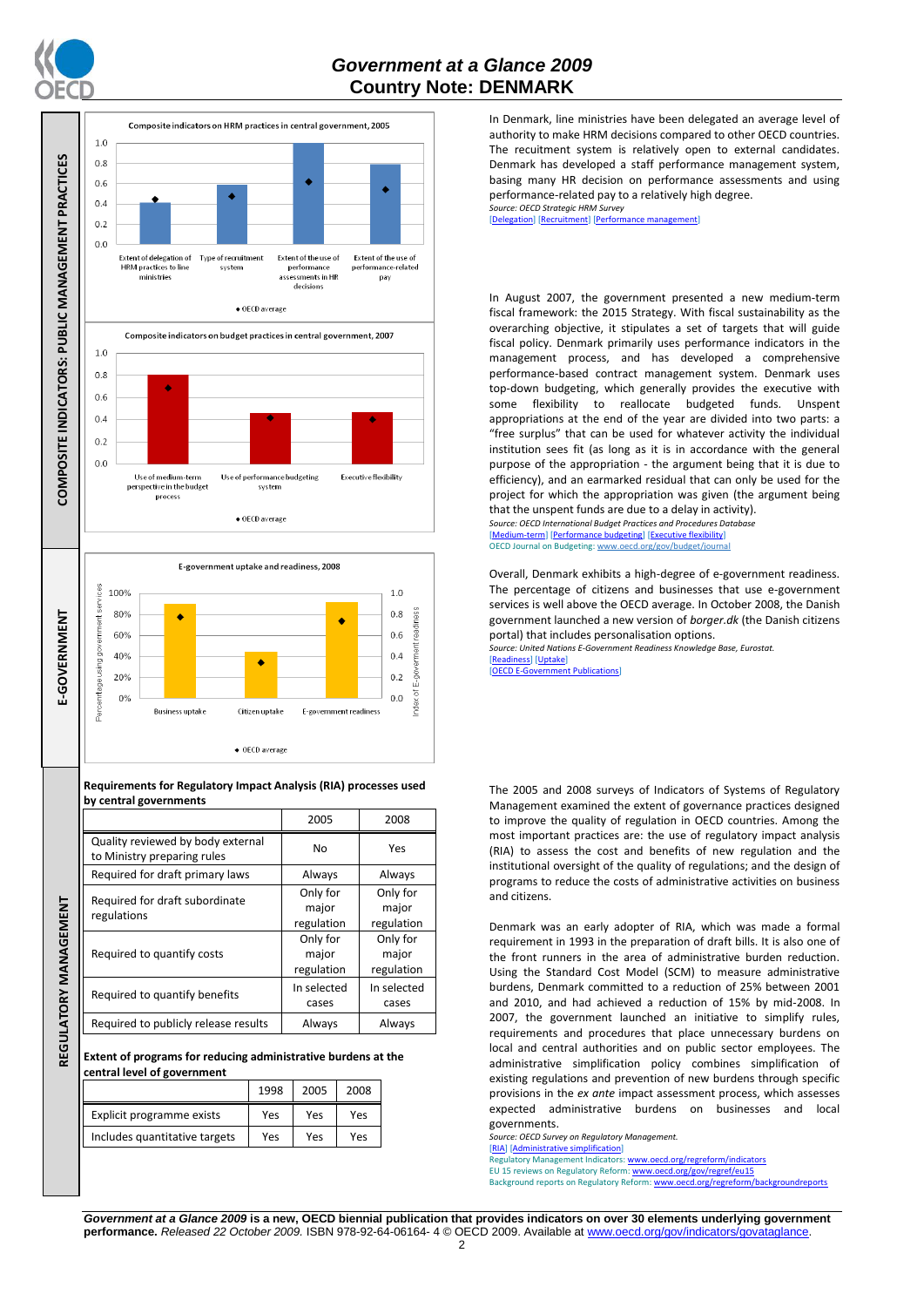## COMPOSITE INDICATORS: PUBLIC MANAGEMENT PRACTICES

**Composite indicators on HRM practices in central government, 2005**

Extent of delegation of HRM practices to line ministries; Type of recruitment system; Extent of the use of performance assessments in HR decisions; Extent of the use of performance-related pay

◆ OECD average

In Denmark, line ministries have been delegated an average level of authority to make HRM decisions compared to other OECD countries. The recuitment system is relatively open to external candidates. Denmark has developed a staff performance management system, basing many HR decision on performance assessments and using performance-related pay to a relatively high degree.

*Source: OECD Strategic HRM Survey*
[Delegation] [Recruitment] [Performance management]

**Composite indicators on budget practices in central government, 2007**

Use of medium-term perspective in the budget process; Use of performance budgeting system; Executive flexibility

◆ OECD average

In August 2007, the government presented a new medium-term fiscal framework: the 2015 Strategy. With fiscal sustainability as the overarching objective, it stipulates a set of targets that will guide fiscal policy. Denmark primarily uses performance indicators in the management process, and has developed a comprehensive performance-based contract management system. Denmark uses top-down budgeting, which generally provides the executive with some flexibility to reallocate budgeted funds. Unspent appropriations at the end of the year are divided into two parts: a "free surplus" that can be used for whatever activity the individual institution sees fit (as long as it is in accordance with the general purpose of the appropriation - the argument being that it is due to efficiency), and an earmarked residual that can only be used for the project for which the appropriation was given (the argument being that the unspent funds are due to a delay in activity).

*Source: OECD International Budget Practices and Procedures Database*
[Medium-term] [Performance budgeting] [Executive flexibility]
OECD Journal on Budgeting: www.oecd.org/gov/budget/journal

## E-GOVERNMENT

**E-government uptake and readiness, 2008**

Business uptake; Citizen uptake; E-government readiness

◆ OECD average

Overall, Denmark exhibits a high-degree of e-government readiness. The percentage of citizens and businesses that use e-government services is well above the OECD average. In October 2008, the Danish government launched a new version of *borger.dk* (the Danish citizens portal) that includes personalisation options.

*Source: United Nations E-Government Readiness Knowledge Base, Eurostat.*
[Readiness] [Uptake]
[OECD E-Government Publications]

## REGULATORY MANAGEMENT

**Requirements for Regulatory Impact Analysis (RIA) processes used by central governments**

| | 2005 | 2008 |
|---|---|---|
| Quality reviewed by body external to Ministry preparing rules | No | Yes |
| Required for draft primary laws | Always | Always |
| Required for draft subordinate regulations | Only for major regulation | Only for major regulation |
| Required to quantify costs | Only for major regulation | Only for major regulation |
| Required to quantify benefits | In selected cases | In selected cases |
| Required to publicly release results | Always | Always |

**Extent of programs for reducing administrative burdens at the central level of government**

| | 1998 | 2005 | 2008 |
|---|---|---|---|
| Explicit programme exists | Yes | Yes | Yes |
| Includes quantitative targets | Yes | Yes | Yes |

The 2005 and 2008 surveys of Indicators of Systems of Regulatory Management examined the extent of governance practices designed to improve the quality of regulation in OECD countries. Among the most important practices are: the use of regulatory impact analysis (RIA) to assess the cost and benefits of new regulation and the institutional oversight of the quality of regulations; and the design of programs to reduce the costs of administrative activities on business and citizens.

Denmark was an early adopter of RIA, which was made a formal requirement in 1993 in the preparation of draft bills. It is also one of the front runners in the area of administrative burden reduction. Using the Standard Cost Model (SCM) to measure administrative burdens, Denmark committed to a reduction of 25% between 2001 and 2010, and had achieved a reduction of 15% by mid-2008. In 2007, the government launched an initiative to simplify rules, requirements and procedures that place unnecessary burdens on local and central authorities and on public sector employees. The administrative simplification policy combines simplification of existing regulations and prevention of new burdens through specific provisions in the *ex ante* impact assessment process, which assesses expected administrative burdens on businesses and local governments.

*Source: OECD Survey on Regulatory Management.*
[RIA] [Administrative simplification]
Regulatory Management Indicators: www.oecd.org/regreform/indicators
EU 15 reviews on Regulatory Reform: www.oecd.org/gov/regref/eu15
Background reports on Regulatory Reform: www.oecd.org/regreform/backgroundreports

***Government at a Glance 2009*** **is a new, OECD biennial publication that provides indicators on over 30 elements underlying government performance.** *Released 22 October 2009.* ISBN 978-92-64-06164- 4 © OECD 2009. Available at www.oecd.org/gov/indicators/govataglance.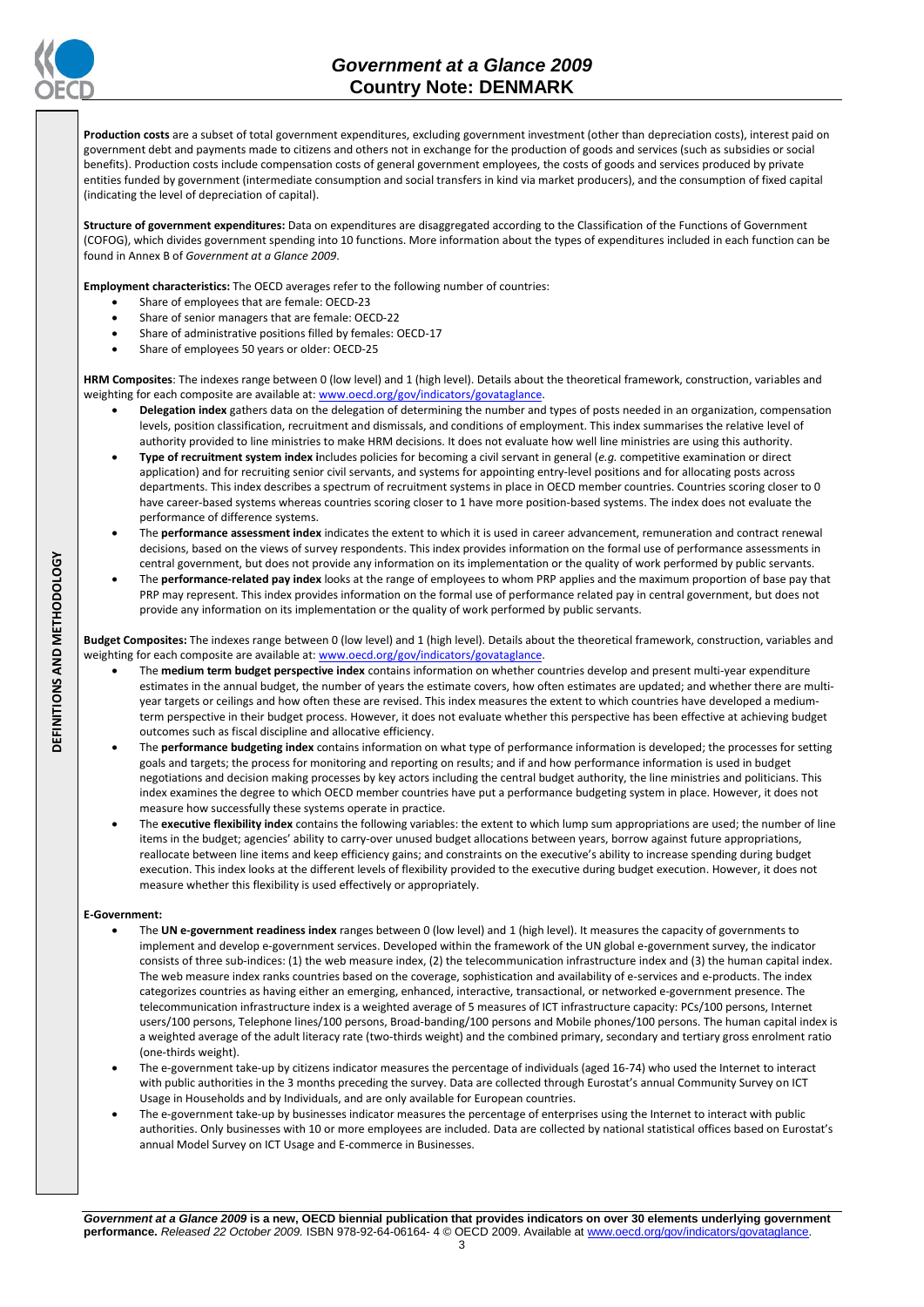**Production costs** are a subset of total government expenditures, excluding government investment (other than depreciation costs), interest paid on government debt and payments made to citizens and others not in exchange for the production of goods and services (such as subsidies or social benefits). Production costs include compensation costs of general government employees, the costs of goods and services produced by private entities funded by government (intermediate consumption and social transfers in kind via market producers), and the consumption of fixed capital (indicating the level of depreciation of capital).

**Structure of government expenditures:** Data on expenditures are disaggregated according to the Classification of the Functions of Government (COFOG), which divides government spending into 10 functions. More information about the types of expenditures included in each function can be found in Annex B of *Government at a Glance 2009*.

**Employment characteristics:** The OECD averages refer to the following number of countries:

- Share of employees that are female: OECD-23
- Share of senior managers that are female: OECD-22
- Share of administrative positions filled by females: OECD-17
- Share of employees 50 years or older: OECD-25

**HRM Composites**: The indexes range between 0 (low level) and 1 (high level). Details about the theoretical framework, construction, variables and weighting for each composite are available at: www.oecd.org/gov/indicators/govataglance.

- **Delegation index** gathers data on the delegation of determining the number and types of posts needed in an organization, compensation levels, position classification, recruitment and dismissals, and conditions of employment. This index summarises the relative level of authority provided to line ministries to make HRM decisions. It does not evaluate how well line ministries are using this authority.
- **Type of recruitment system index i**ncludes policies for becoming a civil servant in general (*e.g.* competitive examination or direct application) and for recruiting senior civil servants, and systems for appointing entry-level positions and for allocating posts across departments. This index describes a spectrum of recruitment systems in place in OECD member countries. Countries scoring closer to 0 have career-based systems whereas countries scoring closer to 1 have more position-based systems. The index does not evaluate the performance of difference systems.
- The **performance assessment index** indicates the extent to which it is used in career advancement, remuneration and contract renewal decisions, based on the views of survey respondents. This index provides information on the formal use of performance assessments in central government, but does not provide any information on its implementation or the quality of work performed by public servants.
- The **performance-related pay index** looks at the range of employees to whom PRP applies and the maximum proportion of base pay that PRP may represent. This index provides information on the formal use of performance related pay in central government, but does not provide any information on its implementation or the quality of work performed by public servants.

**Budget Composites:** The indexes range between 0 (low level) and 1 (high level). Details about the theoretical framework, construction, variables and weighting for each composite are available at: www.oecd.org/gov/indicators/govataglance.

- The **medium term budget perspective index** contains information on whether countries develop and present multi-year expenditure estimates in the annual budget, the number of years the estimate covers, how often estimates are updated; and whether there are multi-year targets or ceilings and how often these are revised. This index measures the extent to which countries have developed a medium-term perspective in their budget process. However, it does not evaluate whether this perspective has been effective at achieving budget outcomes such as fiscal discipline and allocative efficiency.
- The **performance budgeting index** contains information on what type of performance information is developed; the processes for setting goals and targets; the process for monitoring and reporting on results; and if and how performance information is used in budget negotiations and decision making processes by key actors including the central budget authority, the line ministries and politicians. This index examines the degree to which OECD member countries have put a performance budgeting system in place. However, it does not measure how successfully these systems operate in practice.
- The **executive flexibility index** contains the following variables: the extent to which lump sum appropriations are used; the number of line items in the budget; agencies' ability to carry-over unused budget allocations between years, borrow against future appropriations, reallocate between line items and keep efficiency gains; and constraints on the executive's ability to increase spending during budget execution. This index looks at the different levels of flexibility provided to the executive during budget execution. However, it does not measure whether this flexibility is used effectively or appropriately.

**E-Government:**

- The **UN e-government readiness index** ranges between 0 (low level) and 1 (high level). It measures the capacity of governments to implement and develop e-government services. Developed within the framework of the UN global e-government survey, the indicator consists of three sub-indices: (1) the web measure index, (2) the telecommunication infrastructure index and (3) the human capital index. The web measure index ranks countries based on the coverage, sophistication and availability of e-services and e-products. The index categorizes countries as having either an emerging, enhanced, interactive, transactional, or networked e-government presence. The telecommunication infrastructure index is a weighted average of 5 measures of ICT infrastructure capacity: PCs/100 persons, Internet users/100 persons, Telephone lines/100 persons, Broad-banding/100 persons and Mobile phones/100 persons. The human capital index is a weighted average of the adult literacy rate (two-thirds weight) and the combined primary, secondary and tertiary gross enrolment ratio (one-thirds weight).
- The e-government take-up by citizens indicator measures the percentage of individuals (aged 16-74) who used the Internet to interact with public authorities in the 3 months preceding the survey. Data are collected through Eurostat's annual Community Survey on ICT Usage in Households and by Individuals, and are only available for European countries.
- The e-government take-up by businesses indicator measures the percentage of enterprises using the Internet to interact with public authorities. Only businesses with 10 or more employees are included. Data are collected by national statistical offices based on Eurostat's annual Model Survey on ICT Usage and E-commerce in Businesses.